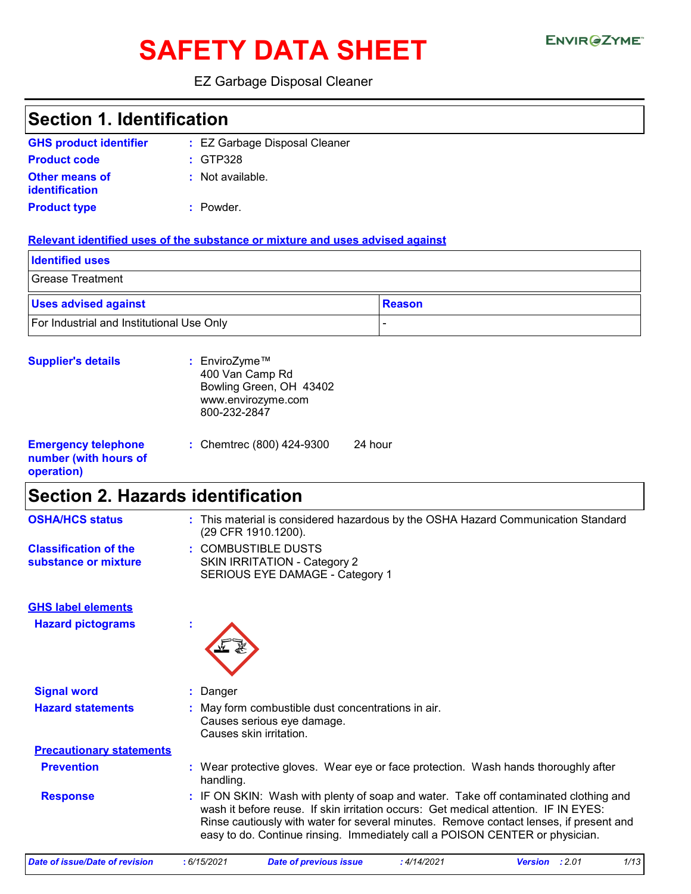# SAFETY DATA SHEET

EnvirOZyme™

EZ Garbage Disposal Cleaner

## Section 1. Identification

**GHS product identifier** : EZ Garbage Disposal Cleaner

**Product code** : GTP328

**Other means of identification** : Not available.

**Product type** : Powder.

**Relevant identified uses of the substance or mixture and uses advised against**

| Identified uses |
|---|
| Grease Treatment |

| Uses advised against | Reason |
|---|---|
| For Industrial and Institutional Use Only | - |

**Supplier's details** : EnviroZyme™
400 Van Camp Rd
Bowling Green, OH 43402
www.envirozyme.com
800-232-2847

**Emergency telephone number (with hours of operation)** : Chemtrec (800) 424-9300 24 hour

## Section 2. Hazards identification

**OSHA/HCS status** : This material is considered hazardous by the OSHA Hazard Communication Standard (29 CFR 1910.1200).

**Classification of the substance or mixture** : COMBUSTIBLE DUSTS
SKIN IRRITATION - Category 2
SERIOUS EYE DAMAGE - Category 1

**GHS label elements**

**Hazard pictograms** :

**Signal word** : Danger

**Hazard statements** : May form combustible dust concentrations in air.
Causes serious eye damage.
Causes skin irritation.

**Precautionary statements**

**Prevention** : Wear protective gloves. Wear eye or face protection. Wash hands thoroughly after handling.

**Response** : IF ON SKIN: Wash with plenty of soap and water. Take off contaminated clothing and wash it before reuse. If skin irritation occurs: Get medical attention. IF IN EYES: Rinse cautiously with water for several minutes. Remove contact lenses, if present and easy to do. Continue rinsing. Immediately call a POISON CENTER or physician.

*Date of issue/Date of revision* : 6/15/2021 *Date of previous issue* : 4/14/2021 *Version* : 2.01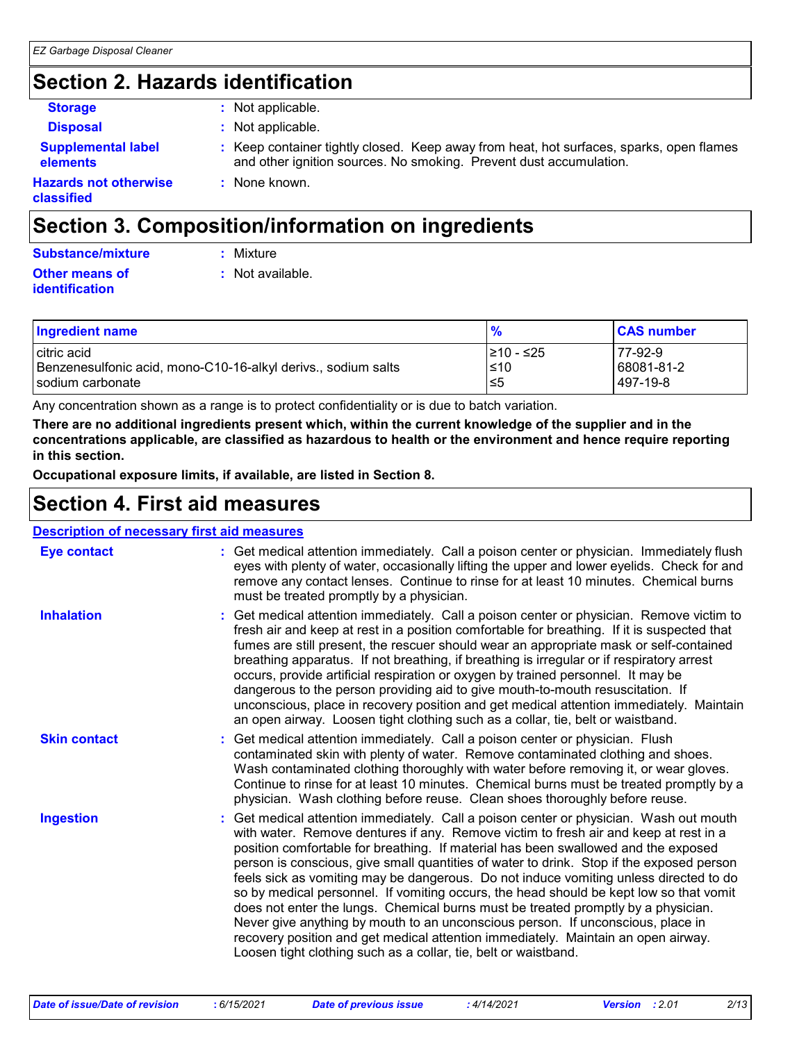## Section 2. Hazards identification

**Storage** : Not applicable.

**Disposal** : Not applicable.

**Supplemental label elements** : Keep container tightly closed. Keep away from heat, hot surfaces, sparks, open flames and other ignition sources. No smoking. Prevent dust accumulation.

**Hazards not otherwise classified** : None known.

## Section 3. Composition/information on ingredients

**Substance/mixture** : Mixture

**Other means of identification** : Not available.

| Ingredient name | % | CAS number |
| --- | --- | --- |
| citric acid | ≥10 - ≤25 | 77-92-9 |
| Benzenesulfonic acid, mono-C10-16-alkyl derivs., sodium salts | ≤10 | 68081-81-2 |
| sodium carbonate | ≤5 | 497-19-8 |

Any concentration shown as a range is to protect confidentiality or is due to batch variation.

**There are no additional ingredients present which, within the current knowledge of the supplier and in the concentrations applicable, are classified as hazardous to health or the environment and hence require reporting in this section.**

**Occupational exposure limits, if available, are listed in Section 8.**

## Section 4. First aid measures

**Description of necessary first aid measures**

**Eye contact** : Get medical attention immediately. Call a poison center or physician. Immediately flush eyes with plenty of water, occasionally lifting the upper and lower eyelids. Check for and remove any contact lenses. Continue to rinse for at least 10 minutes. Chemical burns must be treated promptly by a physician.

**Inhalation** : Get medical attention immediately. Call a poison center or physician. Remove victim to fresh air and keep at rest in a position comfortable for breathing. If it is suspected that fumes are still present, the rescuer should wear an appropriate mask or self-contained breathing apparatus. If not breathing, if breathing is irregular or if respiratory arrest occurs, provide artificial respiration or oxygen by trained personnel. It may be dangerous to the person providing aid to give mouth-to-mouth resuscitation. If unconscious, place in recovery position and get medical attention immediately. Maintain an open airway. Loosen tight clothing such as a collar, tie, belt or waistband.

**Skin contact** : Get medical attention immediately. Call a poison center or physician. Flush contaminated skin with plenty of water. Remove contaminated clothing and shoes. Wash contaminated clothing thoroughly with water before removing it, or wear gloves. Continue to rinse for at least 10 minutes. Chemical burns must be treated promptly by a physician. Wash clothing before reuse. Clean shoes thoroughly before reuse.

**Ingestion** : Get medical attention immediately. Call a poison center or physician. Wash out mouth with water. Remove dentures if any. Remove victim to fresh air and keep at rest in a position comfortable for breathing. If material has been swallowed and the exposed person is conscious, give small quantities of water to drink. Stop if the exposed person feels sick as vomiting may be dangerous. Do not induce vomiting unless directed to do so by medical personnel. If vomiting occurs, the head should be kept low so that vomit does not enter the lungs. Chemical burns must be treated promptly by a physician. Never give anything by mouth to an unconscious person. If unconscious, place in recovery position and get medical attention immediately. Maintain an open airway. Loosen tight clothing such as a collar, tie, belt or waistband.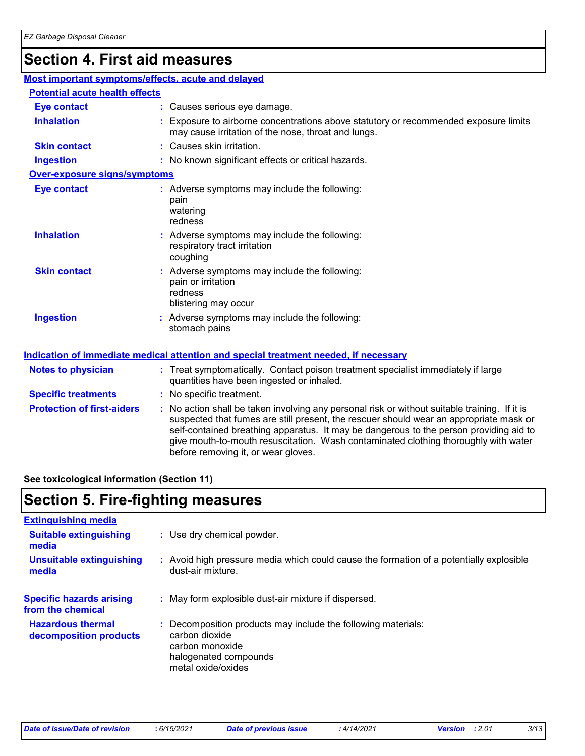# Section 4. First aid measures

**Most important symptoms/effects, acute and delayed**

**Potential acute health effects**

| | |
|---|---|
| **Eye contact** | : Causes serious eye damage. |
| **Inhalation** | : Exposure to airborne concentrations above statutory or recommended exposure limits may cause irritation of the nose, throat and lungs. |
| **Skin contact** | : Causes skin irritation. |
| **Ingestion** | : No known significant effects or critical hazards. |

**Over-exposure signs/symptoms**

| | |
|---|---|
| **Eye contact** | : Adverse symptoms may include the following:<br>pain<br>watering<br>redness |
| **Inhalation** | : Adverse symptoms may include the following:<br>respiratory tract irritation<br>coughing |
| **Skin contact** | : Adverse symptoms may include the following:<br>pain or irritation<br>redness<br>blistering may occur |
| **Ingestion** | : Adverse symptoms may include the following:<br>stomach pains |

**Indication of immediate medical attention and special treatment needed, if necessary**

| | |
|---|---|
| **Notes to physician** | : Treat symptomatically. Contact poison treatment specialist immediately if large quantities have been ingested or inhaled. |
| **Specific treatments** | : No specific treatment. |
| **Protection of first-aiders** | : No action shall be taken involving any personal risk or without suitable training. If it is suspected that fumes are still present, the rescuer should wear an appropriate mask or self-contained breathing apparatus. It may be dangerous to the person providing aid to give mouth-to-mouth resuscitation. Wash contaminated clothing thoroughly with water before removing it, or wear gloves. |

**See toxicological information (Section 11)**

# Section 5. Fire-fighting measures

**Extinguishing media**

| | |
|---|---|
| **Suitable extinguishing media** | : Use dry chemical powder. |
| **Unsuitable extinguishing media** | : Avoid high pressure media which could cause the formation of a potentially explosible dust-air mixture. |
| **Specific hazards arising from the chemical** | : May form explosible dust-air mixture if dispersed. |
| **Hazardous thermal decomposition products** | : Decomposition products may include the following materials:<br>carbon dioxide<br>carbon monoxide<br>halogenated compounds<br>metal oxide/oxides |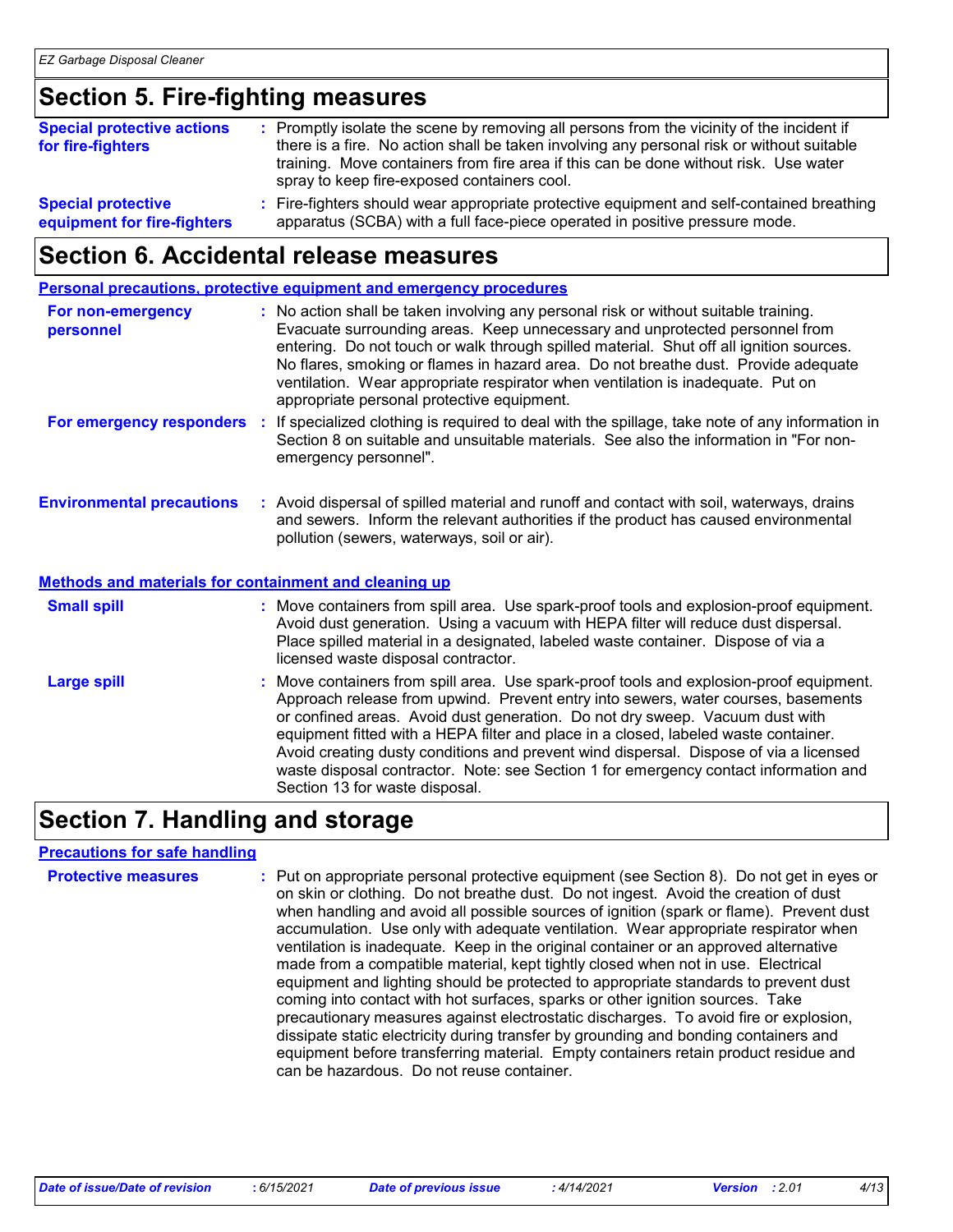## Section 5. Fire-fighting measures

**Special protective actions for fire-fighters** : Promptly isolate the scene by removing all persons from the vicinity of the incident if there is a fire. No action shall be taken involving any personal risk or without suitable training. Move containers from fire area if this can be done without risk. Use water spray to keep fire-exposed containers cool.

**Special protective equipment for fire-fighters** : Fire-fighters should wear appropriate protective equipment and self-contained breathing apparatus (SCBA) with a full face-piece operated in positive pressure mode.

## Section 6. Accidental release measures

### Personal precautions, protective equipment and emergency procedures

**For non-emergency personnel** : No action shall be taken involving any personal risk or without suitable training. Evacuate surrounding areas. Keep unnecessary and unprotected personnel from entering. Do not touch or walk through spilled material. Shut off all ignition sources. No flares, smoking or flames in hazard area. Do not breathe dust. Provide adequate ventilation. Wear appropriate respirator when ventilation is inadequate. Put on appropriate personal protective equipment.

**For emergency responders** : If specialized clothing is required to deal with the spillage, take note of any information in Section 8 on suitable and unsuitable materials. See also the information in "For non-emergency personnel".

**Environmental precautions** : Avoid dispersal of spilled material and runoff and contact with soil, waterways, drains and sewers. Inform the relevant authorities if the product has caused environmental pollution (sewers, waterways, soil or air).

### Methods and materials for containment and cleaning up

**Small spill** : Move containers from spill area. Use spark-proof tools and explosion-proof equipment. Avoid dust generation. Using a vacuum with HEPA filter will reduce dust dispersal. Place spilled material in a designated, labeled waste container. Dispose of via a licensed waste disposal contractor.

**Large spill** : Move containers from spill area. Use spark-proof tools and explosion-proof equipment. Approach release from upwind. Prevent entry into sewers, water courses, basements or confined areas. Avoid dust generation. Do not dry sweep. Vacuum dust with equipment fitted with a HEPA filter and place in a closed, labeled waste container. Avoid creating dusty conditions and prevent wind dispersal. Dispose of via a licensed waste disposal contractor. Note: see Section 1 for emergency contact information and Section 13 for waste disposal.

## Section 7. Handling and storage

### Precautions for safe handling

**Protective measures** : Put on appropriate personal protective equipment (see Section 8). Do not get in eyes or on skin or clothing. Do not breathe dust. Do not ingest. Avoid the creation of dust when handling and avoid all possible sources of ignition (spark or flame). Prevent dust accumulation. Use only with adequate ventilation. Wear appropriate respirator when ventilation is inadequate. Keep in the original container or an approved alternative made from a compatible material, kept tightly closed when not in use. Electrical equipment and lighting should be protected to appropriate standards to prevent dust coming into contact with hot surfaces, sparks or other ignition sources. Take precautionary measures against electrostatic discharges. To avoid fire or explosion, dissipate static electricity during transfer by grounding and bonding containers and equipment before transferring material. Empty containers retain product residue and can be hazardous. Do not reuse container.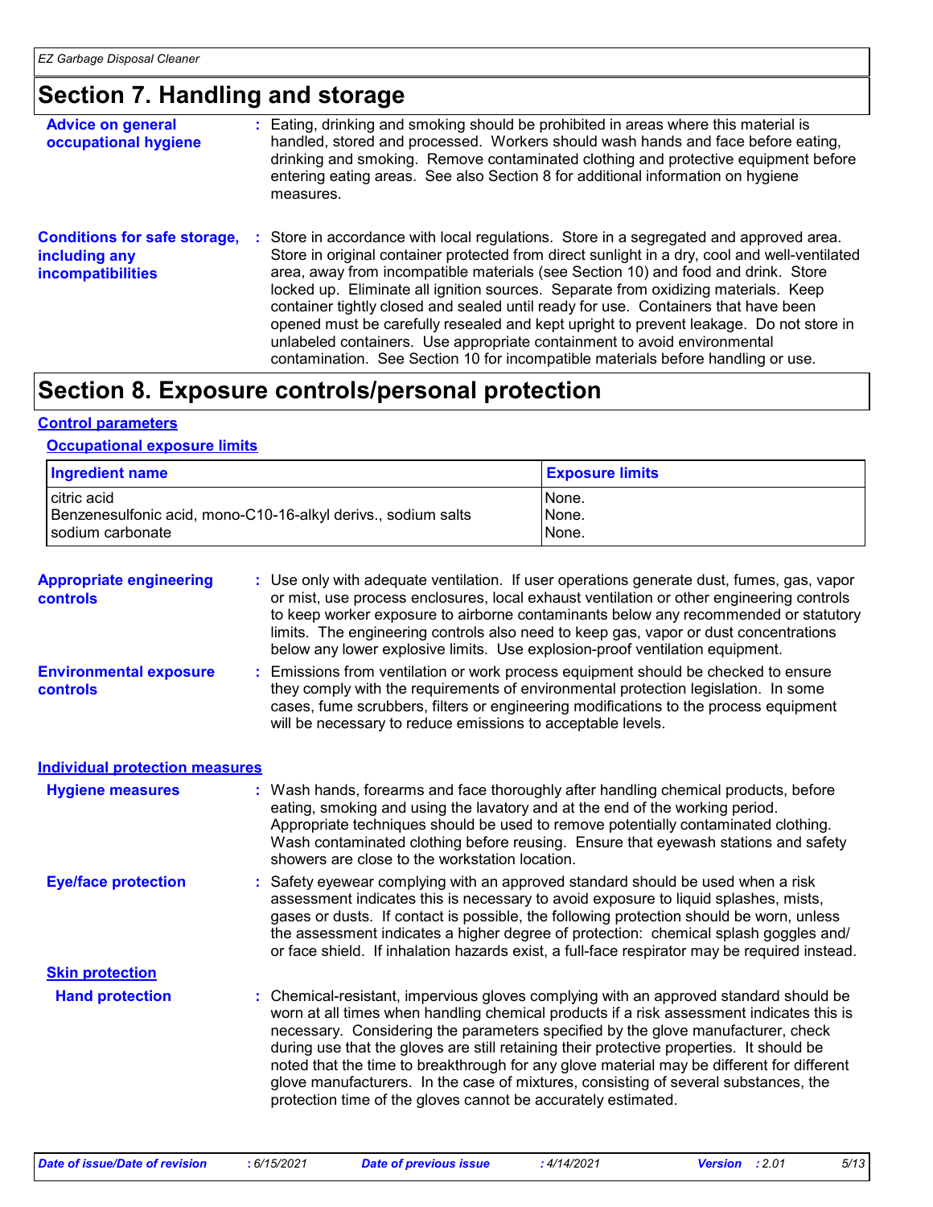## Section 7. Handling and storage

**Advice on general occupational hygiene** : Eating, drinking and smoking should be prohibited in areas where this material is handled, stored and processed. Workers should wash hands and face before eating, drinking and smoking. Remove contaminated clothing and protective equipment before entering eating areas. See also Section 8 for additional information on hygiene measures.

**Conditions for safe storage, including any incompatibilities** : Store in accordance with local regulations. Store in a segregated and approved area. Store in original container protected from direct sunlight in a dry, cool and well-ventilated area, away from incompatible materials (see Section 10) and food and drink. Store locked up. Eliminate all ignition sources. Separate from oxidizing materials. Keep container tightly closed and sealed until ready for use. Containers that have been opened must be carefully resealed and kept upright to prevent leakage. Do not store in unlabeled containers. Use appropriate containment to avoid environmental contamination. See Section 10 for incompatible materials before handling or use.

## Section 8. Exposure controls/personal protection

### Control parameters

#### Occupational exposure limits

| Ingredient name | Exposure limits |
|---|---|
| citric acid | None. |
| Benzenesulfonic acid, mono-C10-16-alkyl derivs., sodium salts | None. |
| sodium carbonate | None. |

**Appropriate engineering controls** : Use only with adequate ventilation. If user operations generate dust, fumes, gas, vapor or mist, use process enclosures, local exhaust ventilation or other engineering controls to keep worker exposure to airborne contaminants below any recommended or statutory limits. The engineering controls also need to keep gas, vapor or dust concentrations below any lower explosive limits. Use explosion-proof ventilation equipment.

**Environmental exposure controls** : Emissions from ventilation or work process equipment should be checked to ensure they comply with the requirements of environmental protection legislation. In some cases, fume scrubbers, filters or engineering modifications to the process equipment will be necessary to reduce emissions to acceptable levels.

### Individual protection measures

**Hygiene measures** : Wash hands, forearms and face thoroughly after handling chemical products, before eating, smoking and using the lavatory and at the end of the working period. Appropriate techniques should be used to remove potentially contaminated clothing. Wash contaminated clothing before reusing. Ensure that eyewash stations and safety showers are close to the workstation location.

**Eye/face protection** : Safety eyewear complying with an approved standard should be used when a risk assessment indicates this is necessary to avoid exposure to liquid splashes, mists, gases or dusts. If contact is possible, the following protection should be worn, unless the assessment indicates a higher degree of protection: chemical splash goggles and/or face shield. If inhalation hazards exist, a full-face respirator may be required instead.

#### Skin protection

**Hand protection** : Chemical-resistant, impervious gloves complying with an approved standard should be worn at all times when handling chemical products if a risk assessment indicates this is necessary. Considering the parameters specified by the glove manufacturer, check during use that the gloves are still retaining their protective properties. It should be noted that the time to breakthrough for any glove material may be different for different glove manufacturers. In the case of mixtures, consisting of several substances, the protection time of the gloves cannot be accurately estimated.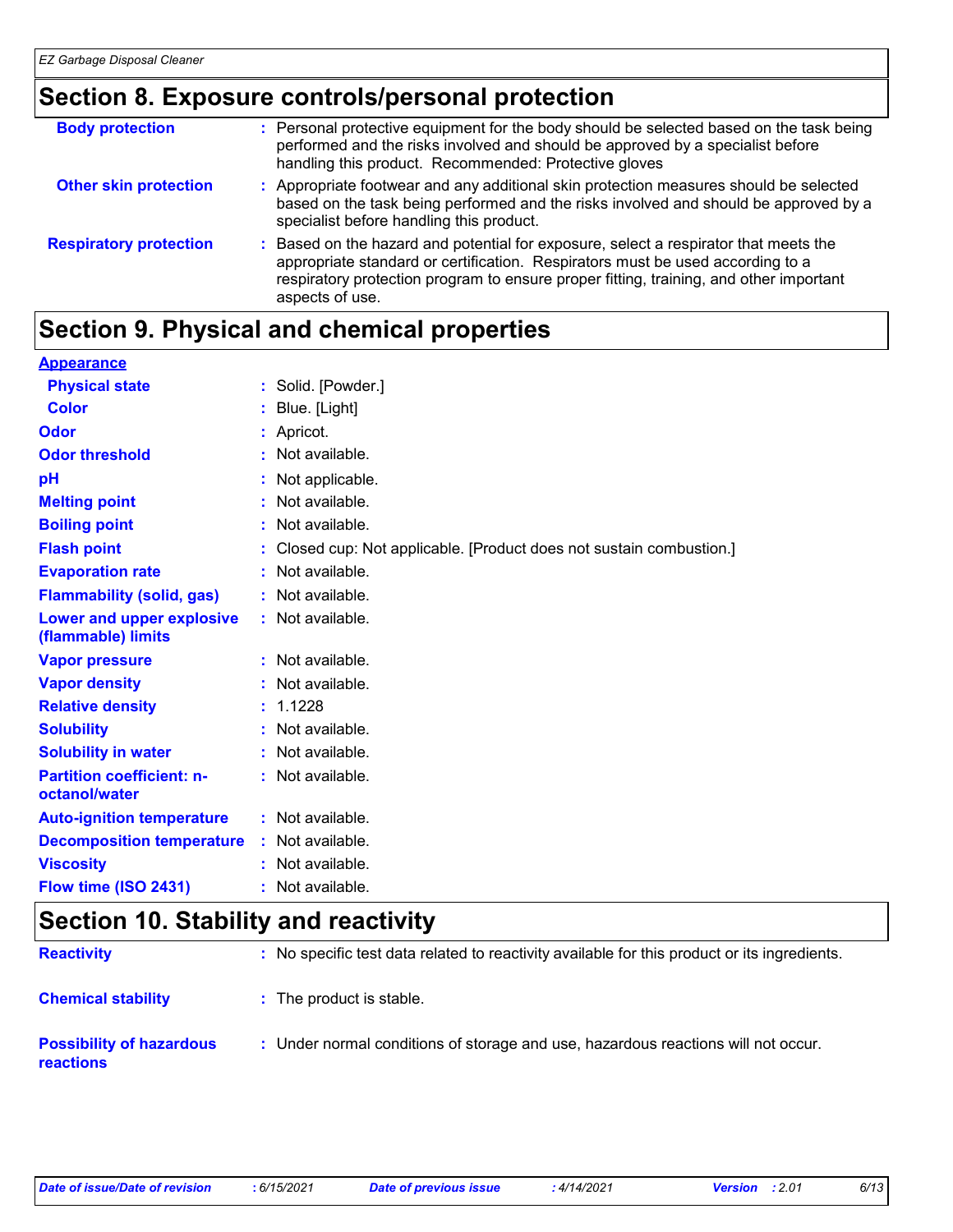## Section 8. Exposure controls/personal protection

| | |
|---|---|
| **Body protection** | Personal protective equipment for the body should be selected based on the task being performed and the risks involved and should be approved by a specialist before handling this product. Recommended: Protective gloves |
| **Other skin protection** | Appropriate footwear and any additional skin protection measures should be selected based on the task being performed and the risks involved and should be approved by a specialist before handling this product. |
| **Respiratory protection** | Based on the hazard and potential for exposure, select a respirator that meets the appropriate standard or certification. Respirators must be used according to a respiratory protection program to ensure proper fitting, training, and other important aspects of use. |

## Section 9. Physical and chemical properties

| | |
|---|---|
| **Appearance** | |
| **Physical state** | Solid. [Powder.] |
| **Color** | Blue. [Light] |
| **Odor** | Apricot. |
| **Odor threshold** | Not available. |
| **pH** | Not applicable. |
| **Melting point** | Not available. |
| **Boiling point** | Not available. |
| **Flash point** | Closed cup: Not applicable. [Product does not sustain combustion.] |
| **Evaporation rate** | Not available. |
| **Flammability (solid, gas)** | Not available. |
| **Lower and upper explosive (flammable) limits** | Not available. |
| **Vapor pressure** | Not available. |
| **Vapor density** | Not available. |
| **Relative density** | 1.1228 |
| **Solubility** | Not available. |
| **Solubility in water** | Not available. |
| **Partition coefficient: n-octanol/water** | Not available. |
| **Auto-ignition temperature** | Not available. |
| **Decomposition temperature** | Not available. |
| **Viscosity** | Not available. |
| **Flow time (ISO 2431)** | Not available. |

## Section 10. Stability and reactivity

| | |
|---|---|
| **Reactivity** | No specific test data related to reactivity available for this product or its ingredients. |
| **Chemical stability** | The product is stable. |
| **Possibility of hazardous reactions** | Under normal conditions of storage and use, hazardous reactions will not occur. |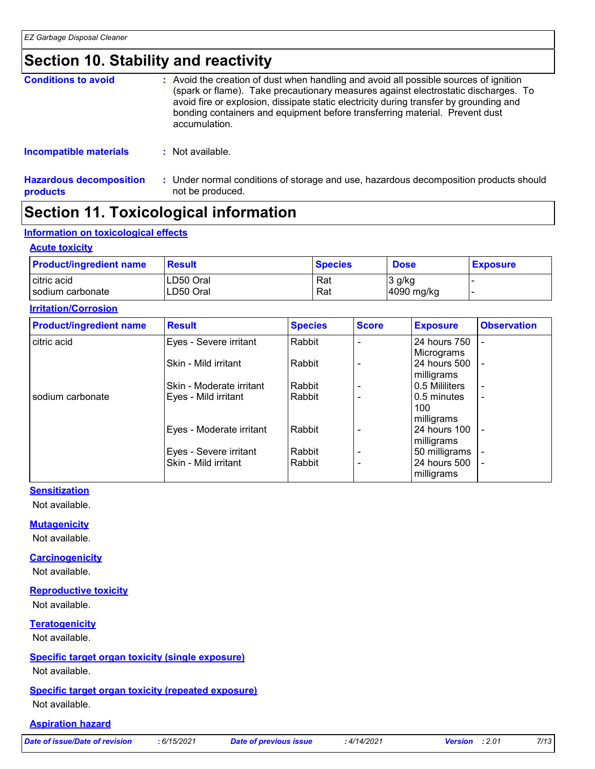# Section 10. Stability and reactivity

**Conditions to avoid** : Avoid the creation of dust when handling and avoid all possible sources of ignition (spark or flame). Take precautionary measures against electrostatic discharges. To avoid fire or explosion, dissipate static electricity during transfer by grounding and bonding containers and equipment before transferring material. Prevent dust accumulation.

**Incompatible materials** : Not available.

**Hazardous decomposition products** : Under normal conditions of storage and use, hazardous decomposition products should not be produced.

# Section 11. Toxicological information

## Information on toxicological effects

### Acute toxicity

| Product/ingredient name | Result | Species | Dose | Exposure |
|---|---|---|---|---|
| citric acid | LD50 Oral | Rat | 3 g/kg | - |
| sodium carbonate | LD50 Oral | Rat | 4090 mg/kg | - |

### Irritation/Corrosion

| Product/ingredient name | Result | Species | Score | Exposure | Observation |
|---|---|---|---|---|---|
| citric acid | Eyes - Severe irritant | Rabbit | - | 24 hours 750 Micrograms | - |
| | Skin - Mild irritant | Rabbit | - | 24 hours 500 milligrams | - |
| | Skin - Moderate irritant | Rabbit | - | 0.5 Mililiters | - |
| sodium carbonate | Eyes - Mild irritant | Rabbit | - | 0.5 minutes 100 milligrams | - |
| | Eyes - Moderate irritant | Rabbit | - | 24 hours 100 milligrams | - |
| | Eyes - Severe irritant | Rabbit | - | 50 milligrams | - |
| | Skin - Mild irritant | Rabbit | - | 24 hours 500 milligrams | - |

### Sensitization

Not available.

### Mutagenicity

Not available.

### Carcinogenicity

Not available.

### Reproductive toxicity

Not available.

### Teratogenicity

Not available.

### Specific target organ toxicity (single exposure)

Not available.

### Specific target organ toxicity (repeated exposure)

Not available.

### Aspiration hazard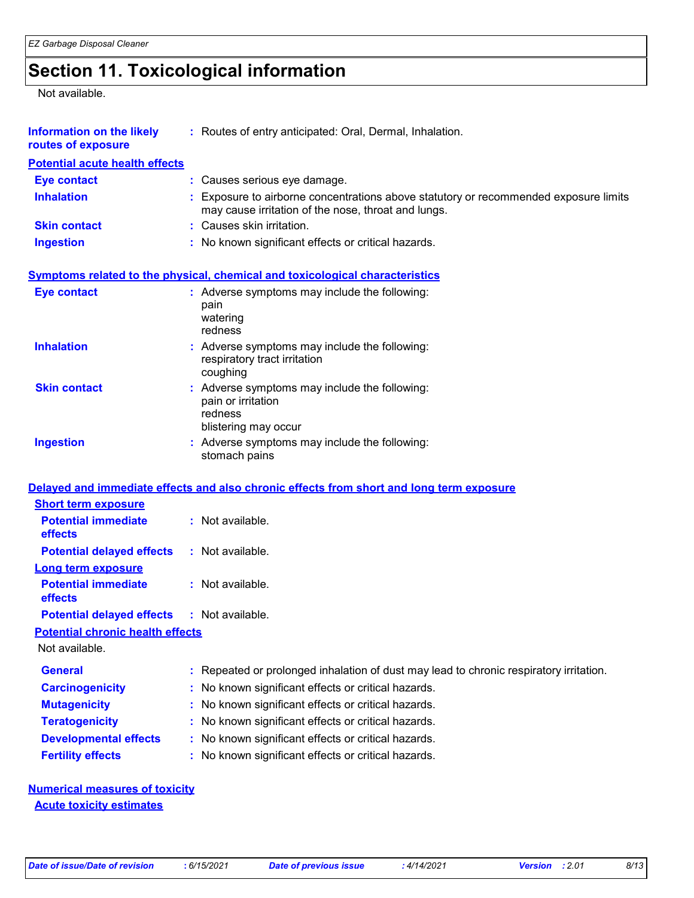# Section 11. Toxicological information

Not available.

**Information on the likely routes of exposure** : Routes of entry anticipated: Oral, Dermal, Inhalation.

**Potential acute health effects**

**Eye contact** : Causes serious eye damage.

**Inhalation** : Exposure to airborne concentrations above statutory or recommended exposure limits may cause irritation of the nose, throat and lungs.

**Skin contact** : Causes skin irritation.

**Ingestion** : No known significant effects or critical hazards.

**Symptoms related to the physical, chemical and toxicological characteristics**

**Eye contact** : Adverse symptoms may include the following:
pain
watering
redness

**Inhalation** : Adverse symptoms may include the following:
respiratory tract irritation
coughing

**Skin contact** : Adverse symptoms may include the following:
pain or irritation
redness
blistering may occur

**Ingestion** : Adverse symptoms may include the following:
stomach pains

**Delayed and immediate effects and also chronic effects from short and long term exposure**

**Short term exposure**

**Potential immediate effects** : Not available.

**Potential delayed effects** : Not available.

**Long term exposure**

**Potential immediate effects** : Not available.

**Potential delayed effects** : Not available.

**Potential chronic health effects**

Not available.

**General** : Repeated or prolonged inhalation of dust may lead to chronic respiratory irritation.

**Carcinogenicity** : No known significant effects or critical hazards.

**Mutagenicity** : No known significant effects or critical hazards.

**Teratogenicity** : No known significant effects or critical hazards.

**Developmental effects** : No known significant effects or critical hazards.

**Fertility effects** : No known significant effects or critical hazards.

**Numerical measures of toxicity**

**Acute toxicity estimates**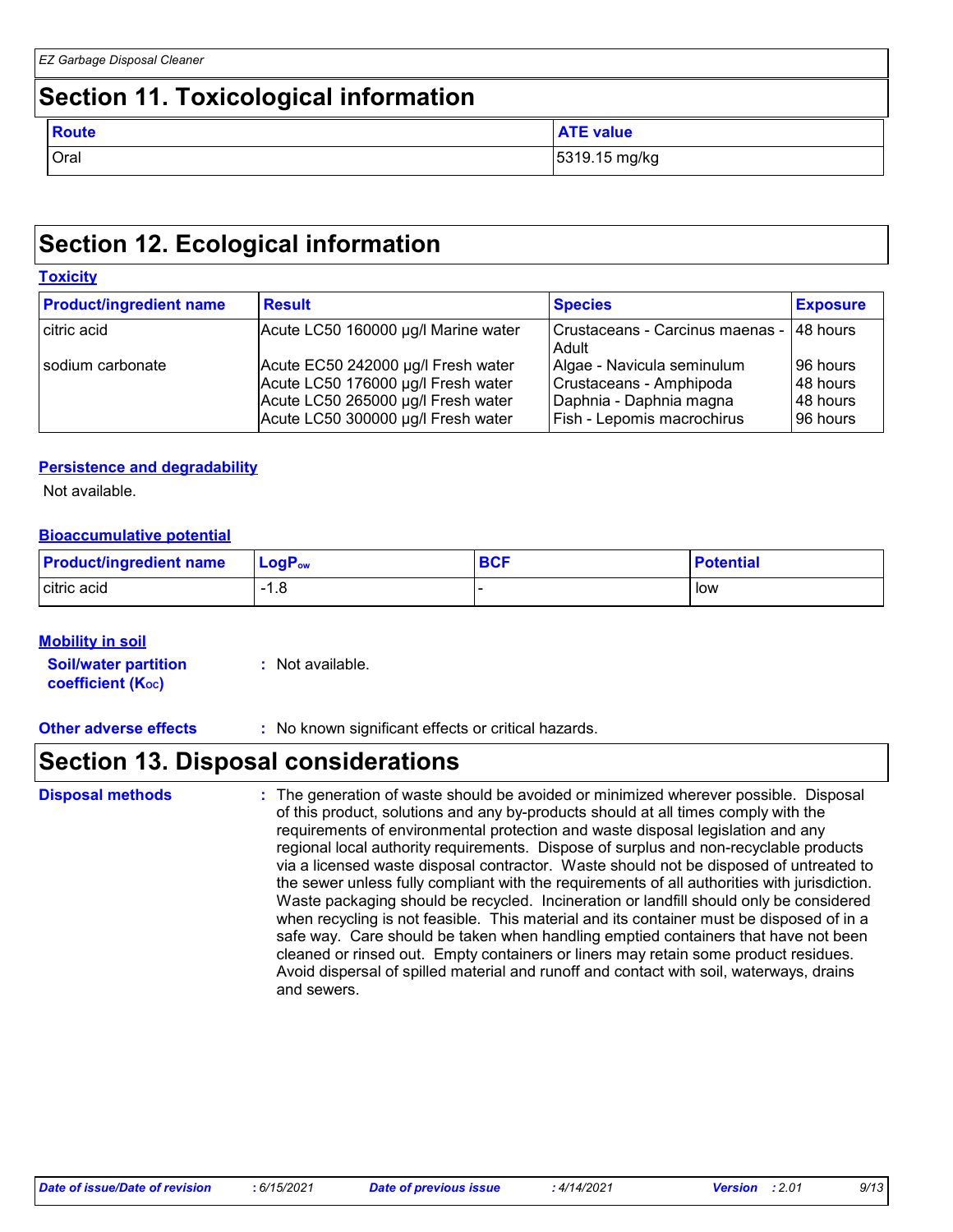## Section 11. Toxicological information

| Route | ATE value |
|---|---|
| Oral | 5319.15 mg/kg |

## Section 12. Ecological information

### Toxicity

| Product/ingredient name | Result | Species | Exposure |
|---|---|---|---|
| citric acid | Acute LC50 160000 µg/l Marine water | Crustaceans - Carcinus maenas - Adult | 48 hours |
| sodium carbonate | Acute EC50 242000 µg/l Fresh water | Algae - Navicula seminulum | 96 hours |
| | Acute LC50 176000 µg/l Fresh water | Crustaceans - Amphipoda | 48 hours |
| | Acute LC50 265000 µg/l Fresh water | Daphnia - Daphnia magna | 48 hours |
| | Acute LC50 300000 µg/l Fresh water | Fish - Lepomis macrochirus | 96 hours |

### Persistence and degradability

Not available.

### Bioaccumulative potential

| Product/ingredient name | $LogP_{ow}$ | BCF | Potential |
|---|---|---|---|
| citric acid | -1.8 | - | low |

### Mobility in soil

**Soil/water partition coefficient ($K_{OC}$)** : Not available.

**Other adverse effects** : No known significant effects or critical hazards.

## Section 13. Disposal considerations

**Disposal methods** : The generation of waste should be avoided or minimized wherever possible. Disposal of this product, solutions and any by-products should at all times comply with the requirements of environmental protection and waste disposal legislation and any regional local authority requirements. Dispose of surplus and non-recyclable products via a licensed waste disposal contractor. Waste should not be disposed of untreated to the sewer unless fully compliant with the requirements of all authorities with jurisdiction. Waste packaging should be recycled. Incineration or landfill should only be considered when recycling is not feasible. This material and its container must be disposed of in a safe way. Care should be taken when handling emptied containers that have not been cleaned or rinsed out. Empty containers or liners may retain some product residues. Avoid dispersal of spilled material and runoff and contact with soil, waterways, drains and sewers.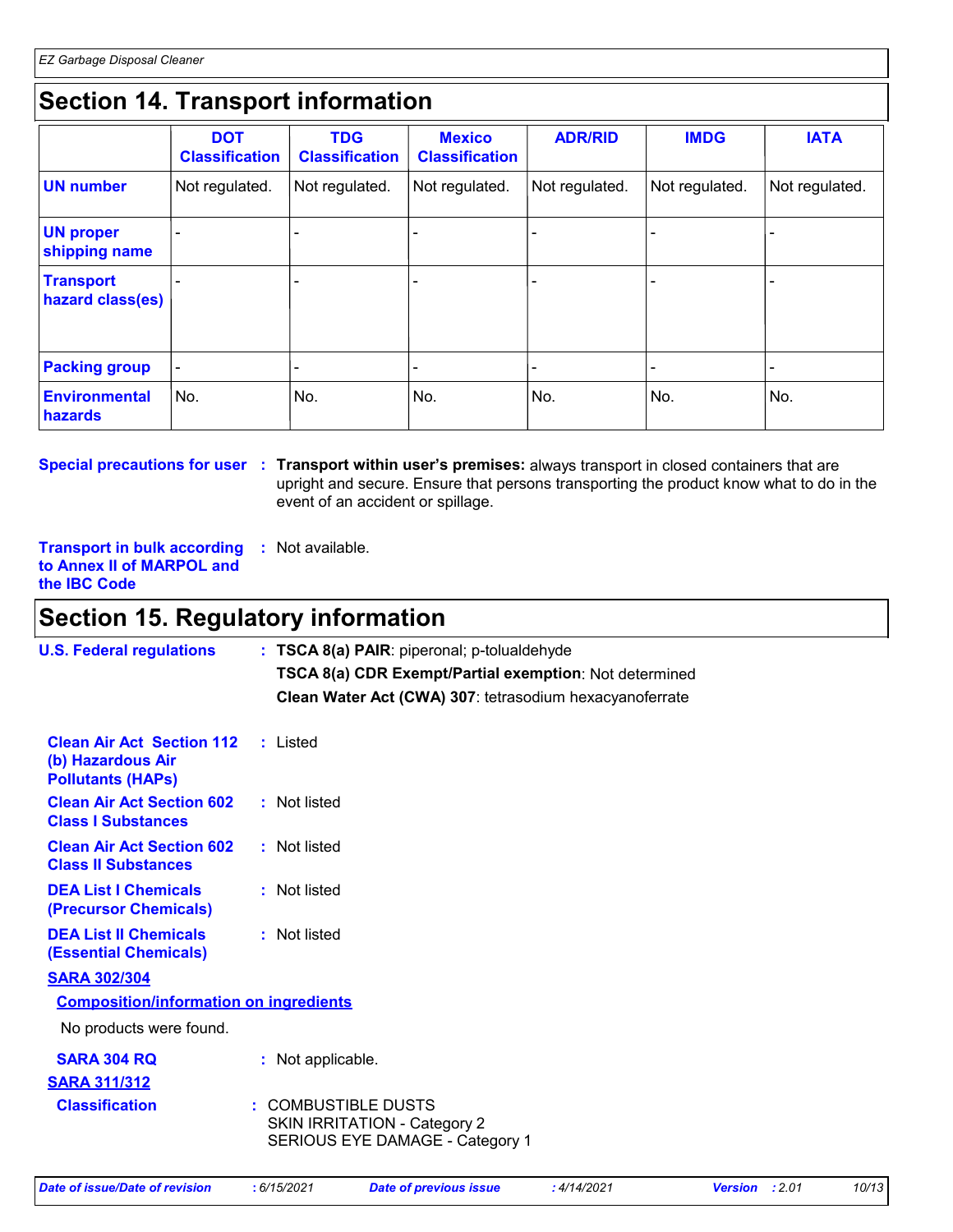## Section 14. Transport information

| | DOT Classification | TDG Classification | Mexico Classification | ADR/RID | IMDG | IATA |
|---|---|---|---|---|---|---|
| **UN number** | Not regulated. | Not regulated. | Not regulated. | Not regulated. | Not regulated. | Not regulated. |
| **UN proper shipping name** | - | - | - | - | - | - |
| **Transport hazard class(es)** | - | - | - | - | - | - |
| **Packing group** | - | - | - | - | - | - |
| **Environmental hazards** | No. | No. | No. | No. | No. | No. |

**Special precautions for user** : **Transport within user's premises:** always transport in closed containers that are upright and secure. Ensure that persons transporting the product know what to do in the event of an accident or spillage.

**Transport in bulk according to Annex II of MARPOL and the IBC Code** : Not available.

## Section 15. Regulatory information

**U.S. Federal regulations** : **TSCA 8(a) PAIR**: piperonal; p-tolualdehyde

**TSCA 8(a) CDR Exempt/Partial exemption**: Not determined

**Clean Water Act (CWA) 307**: tetrasodium hexacyanoferrate

**Clean Air Act Section 112 (b) Hazardous Air Pollutants (HAPs)** : Listed

**Clean Air Act Section 602 Class I Substances** : Not listed

**Clean Air Act Section 602 Class II Substances** : Not listed

**DEA List I Chemicals (Precursor Chemicals)** : Not listed

**DEA List II Chemicals (Essential Chemicals)** : Not listed

**SARA 302/304**

**Composition/information on ingredients**

No products were found.

**SARA 304 RQ** : Not applicable.

**SARA 311/312**

**Classification** : COMBUSTIBLE DUSTS
SKIN IRRITATION - Category 2
SERIOUS EYE DAMAGE - Category 1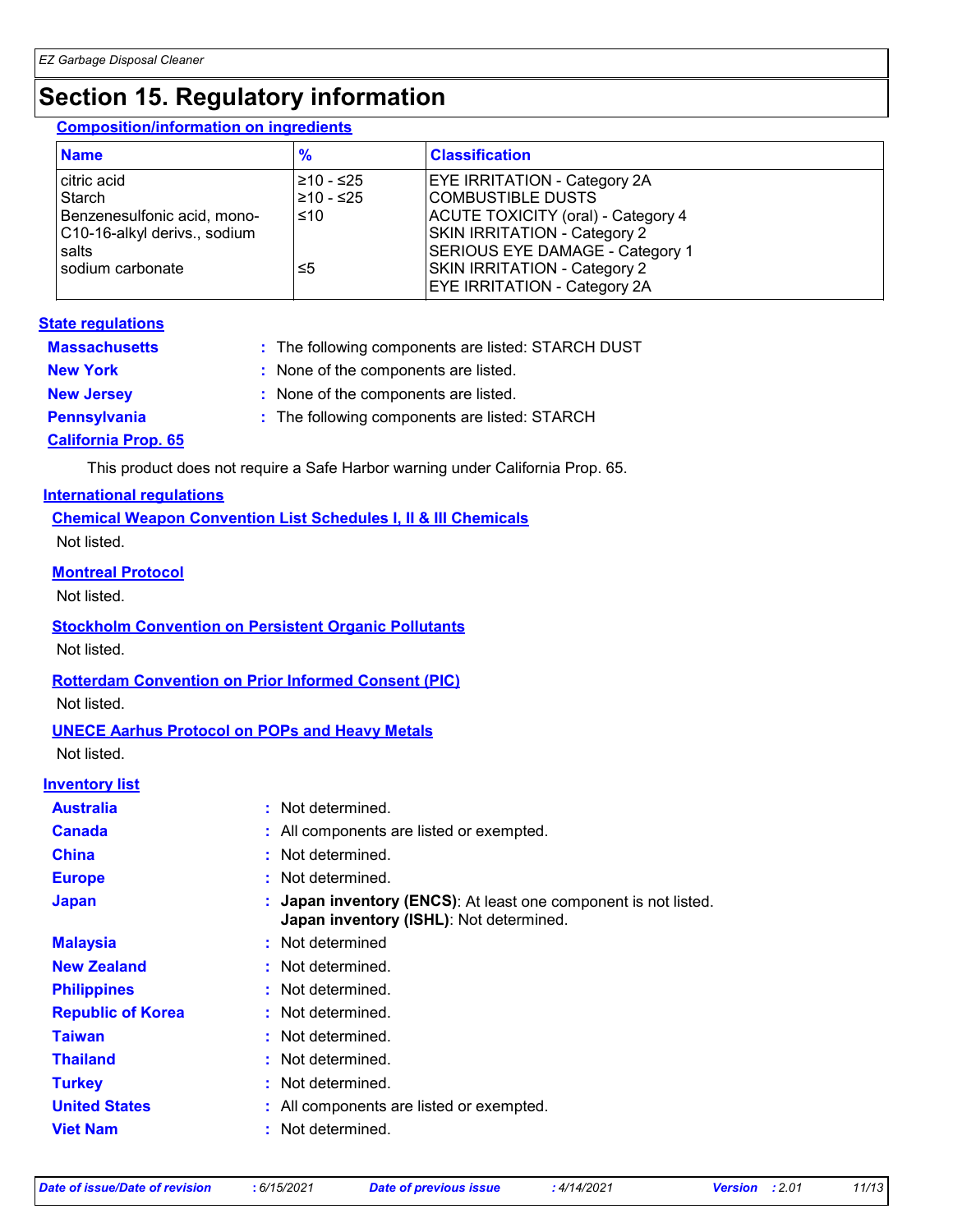# Section 15. Regulatory information

## Composition/information on ingredients

| Name | % | Classification |
|---|---|---|
| citric acid | ≥10 - ≤25 | EYE IRRITATION - Category 2A |
| Starch | ≥10 - ≤25 | COMBUSTIBLE DUSTS |
| Benzenesulfonic acid, mono-C10-16-alkyl derivs., sodium salts | ≤10 | ACUTE TOXICITY (oral) - Category 4<br>SKIN IRRITATION - Category 2<br>SERIOUS EYE DAMAGE - Category 1 |
| sodium carbonate | ≤5 | SKIN IRRITATION - Category 2<br>EYE IRRITATION - Category 2A |

## State regulations

**Massachusetts** : The following components are listed: STARCH DUST

**New York** : None of the components are listed.

**New Jersey** : None of the components are listed.

**Pennsylvania** : The following components are listed: STARCH

### California Prop. 65

This product does not require a Safe Harbor warning under California Prop. 65.

## International regulations

### Chemical Weapon Convention List Schedules I, II & III Chemicals

Not listed.

### Montreal Protocol

Not listed.

### Stockholm Convention on Persistent Organic Pollutants

Not listed.

### Rotterdam Convention on Prior Informed Consent (PIC)

Not listed.

### UNECE Aarhus Protocol on POPs and Heavy Metals

Not listed.

## Inventory list

**Australia** : Not determined.

**Canada** : All components are listed or exempted.

**China** : Not determined.

**Europe** : Not determined.

**Japan** : **Japan inventory (ENCS)**: At least one component is not listed.
**Japan inventory (ISHL)**: Not determined.

**Malaysia** : Not determined

**New Zealand** : Not determined.

**Philippines** : Not determined.

**Republic of Korea** : Not determined.

**Taiwan** : Not determined.

**Thailand** : Not determined.

**Turkey** : Not determined.

**United States** : All components are listed or exempted.

**Viet Nam** : Not determined.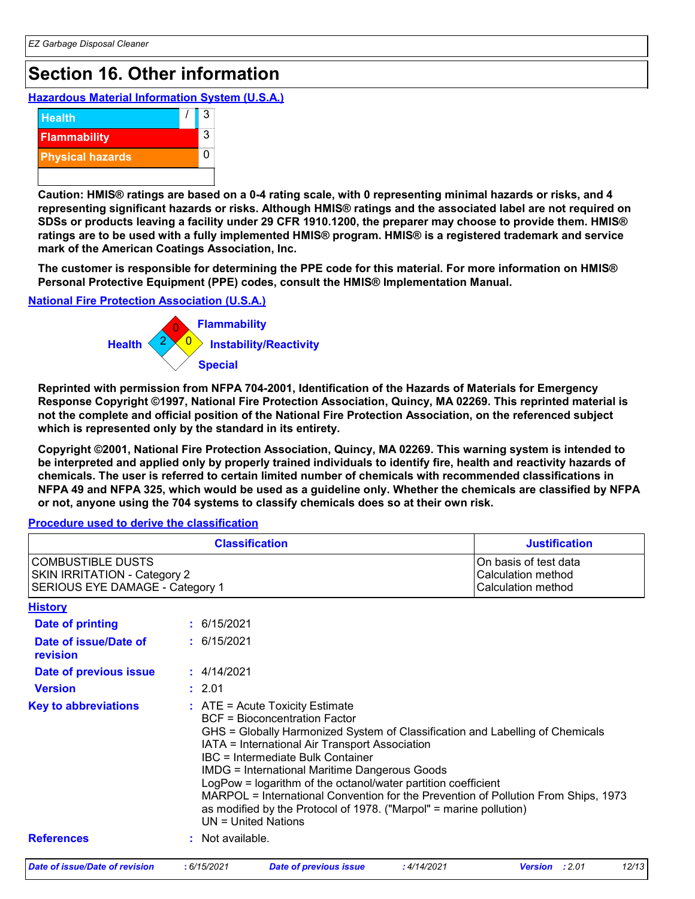# Section 16. Other information

## Hazardous Material Information System (U.S.A.)

| | |
|---|---|
| Health | / 3 |
| Flammability | 3 |
| Physical hazards | 0 |
| | |

**Caution: HMIS® ratings are based on a 0-4 rating scale, with 0 representing minimal hazards or risks, and 4 representing significant hazards or risks. Although HMIS® ratings and the associated label are not required on SDSs or products leaving a facility under 29 CFR 1910.1200, the preparer may choose to provide them. HMIS® ratings are to be used with a fully implemented HMIS® program. HMIS® is a registered trademark and service mark of the American Coatings Association, Inc.**

**The customer is responsible for determining the PPE code for this material. For more information on HMIS® Personal Protective Equipment (PPE) codes, consult the HMIS® Implementation Manual.**

## National Fire Protection Association (U.S.A.)

Flammability: 0
Health: 2
Instability/Reactivity: 0
Special:

**Reprinted with permission from NFPA 704-2001, Identification of the Hazards of Materials for Emergency Response Copyright ©1997, National Fire Protection Association, Quincy, MA 02269. This reprinted material is not the complete and official position of the National Fire Protection Association, on the referenced subject which is represented only by the standard in its entirety.**

**Copyright ©2001, National Fire Protection Association, Quincy, MA 02269. This warning system is intended to be interpreted and applied only by properly trained individuals to identify fire, health and reactivity hazards of chemicals. The user is referred to certain limited number of chemicals with recommended classifications in NFPA 49 and NFPA 325, which would be used as a guideline only. Whether the chemicals are classified by NFPA or not, anyone using the 704 systems to classify chemicals does so at their own risk.**

## Procedure used to derive the classification

| Classification | Justification |
|---|---|
| COMBUSTIBLE DUSTS<br>SKIN IRRITATION - Category 2<br>SERIOUS EYE DAMAGE - Category 1 | On basis of test data<br>Calculation method<br>Calculation method |

## History

**Date of printing** : 6/15/2021

**Date of issue/Date of revision** : 6/15/2021

**Date of previous issue** : 4/14/2021

**Version** : 2.01

**Key to abbreviations** :
ATE = Acute Toxicity Estimate
BCF = Bioconcentration Factor
GHS = Globally Harmonized System of Classification and Labelling of Chemicals
IATA = International Air Transport Association
IBC = Intermediate Bulk Container
IMDG = International Maritime Dangerous Goods
LogPow = logarithm of the octanol/water partition coefficient
MARPOL = International Convention for the Prevention of Pollution From Ships, 1973 as modified by the Protocol of 1978. ("Marpol" = marine pollution)
UN = United Nations

**References** : Not available.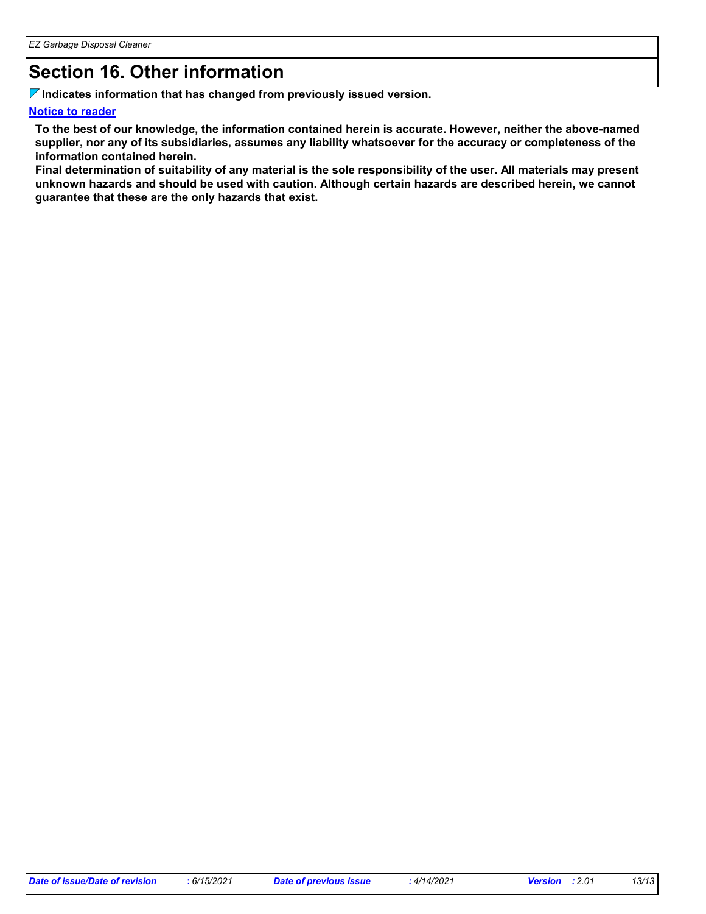# Section 16. Other information

**Indicates information that has changed from previously issued version.**

**Notice to reader**

**To the best of our knowledge, the information contained herein is accurate. However, neither the above-named supplier, nor any of its subsidiaries, assumes any liability whatsoever for the accuracy or completeness of the information contained herein.**
**Final determination of suitability of any material is the sole responsibility of the user. All materials may present unknown hazards and should be used with caution. Although certain hazards are described herein, we cannot guarantee that these are the only hazards that exist.**